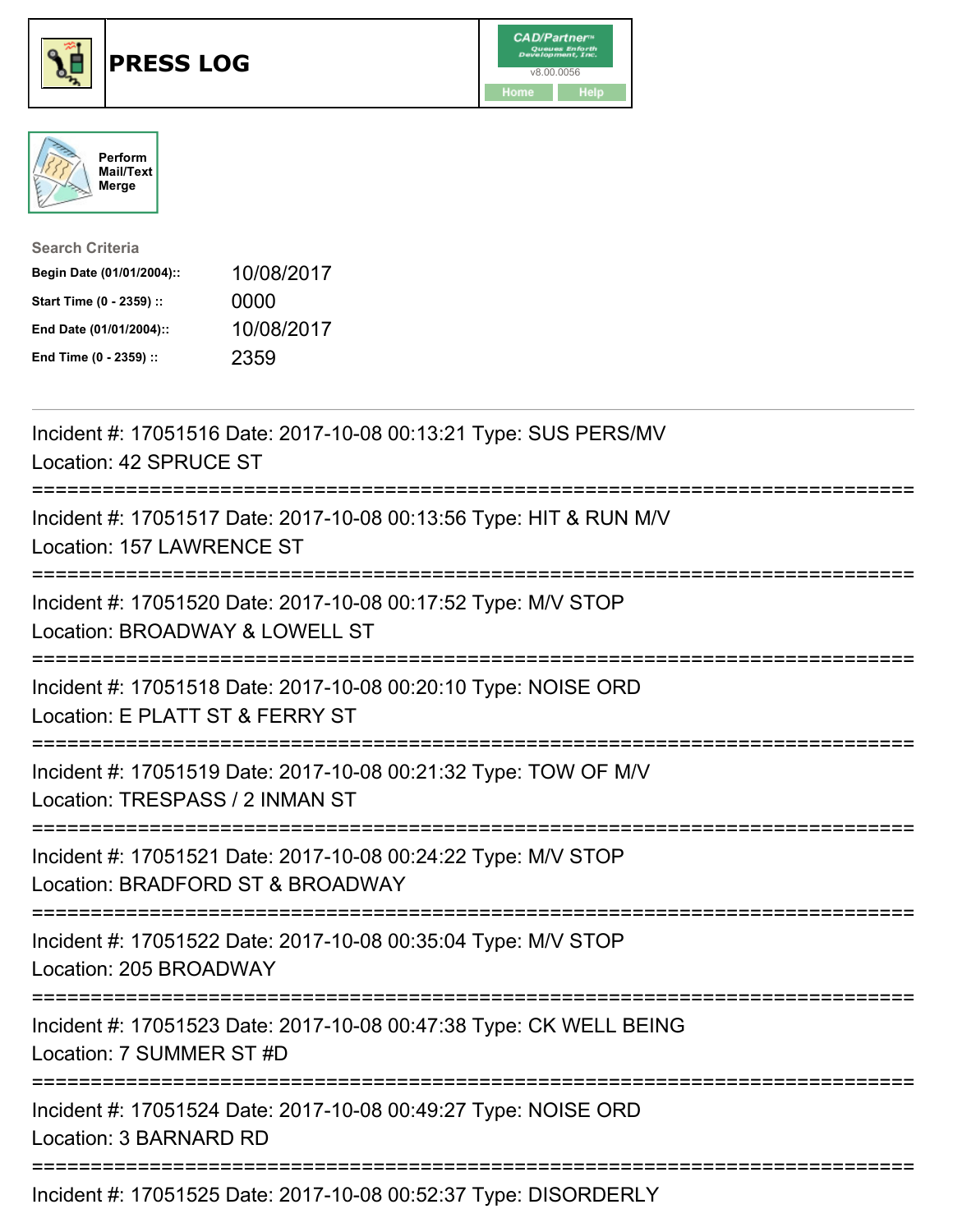# PRESS LOG

CAD/Partner™ v8.00.0056

Home | Help

Perform Mail/Text Merge

**Search Criteria**

| | |
|---|---|
| **Begin Date (01/01/2004)::** | 10/08/2017 |
| **Start Time (0 - 2359) ::** | 0000 |
| **End Date (01/01/2004)::** | 10/08/2017 |
| **End Time (0 - 2359) ::** | 2359 |

---

Incident #: 17051516 Date: 2017-10-08 00:13:21 Type: SUS PERS/MV
Location: 42 SPRUCE ST

===========================================================================

Incident #: 17051517 Date: 2017-10-08 00:13:56 Type: HIT & RUN M/V
Location: 157 LAWRENCE ST

===========================================================================

Incident #: 17051520 Date: 2017-10-08 00:17:52 Type: M/V STOP
Location: BROADWAY & LOWELL ST

===========================================================================

Incident #: 17051518 Date: 2017-10-08 00:20:10 Type: NOISE ORD
Location: E PLATT ST & FERRY ST

===========================================================================

Incident #: 17051519 Date: 2017-10-08 00:21:32 Type: TOW OF M/V
Location: TRESPASS / 2 INMAN ST

===========================================================================

Incident #: 17051521 Date: 2017-10-08 00:24:22 Type: M/V STOP
Location: BRADFORD ST & BROADWAY

===========================================================================

Incident #: 17051522 Date: 2017-10-08 00:35:04 Type: M/V STOP
Location: 205 BROADWAY

===========================================================================

Incident #: 17051523 Date: 2017-10-08 00:47:38 Type: CK WELL BEING
Location: 7 SUMMER ST #D

===========================================================================

Incident #: 17051524 Date: 2017-10-08 00:49:27 Type: NOISE ORD
Location: 3 BARNARD RD

===========================================================================

Incident #: 17051525 Date: 2017-10-08 00:52:37 Type: DISORDERLY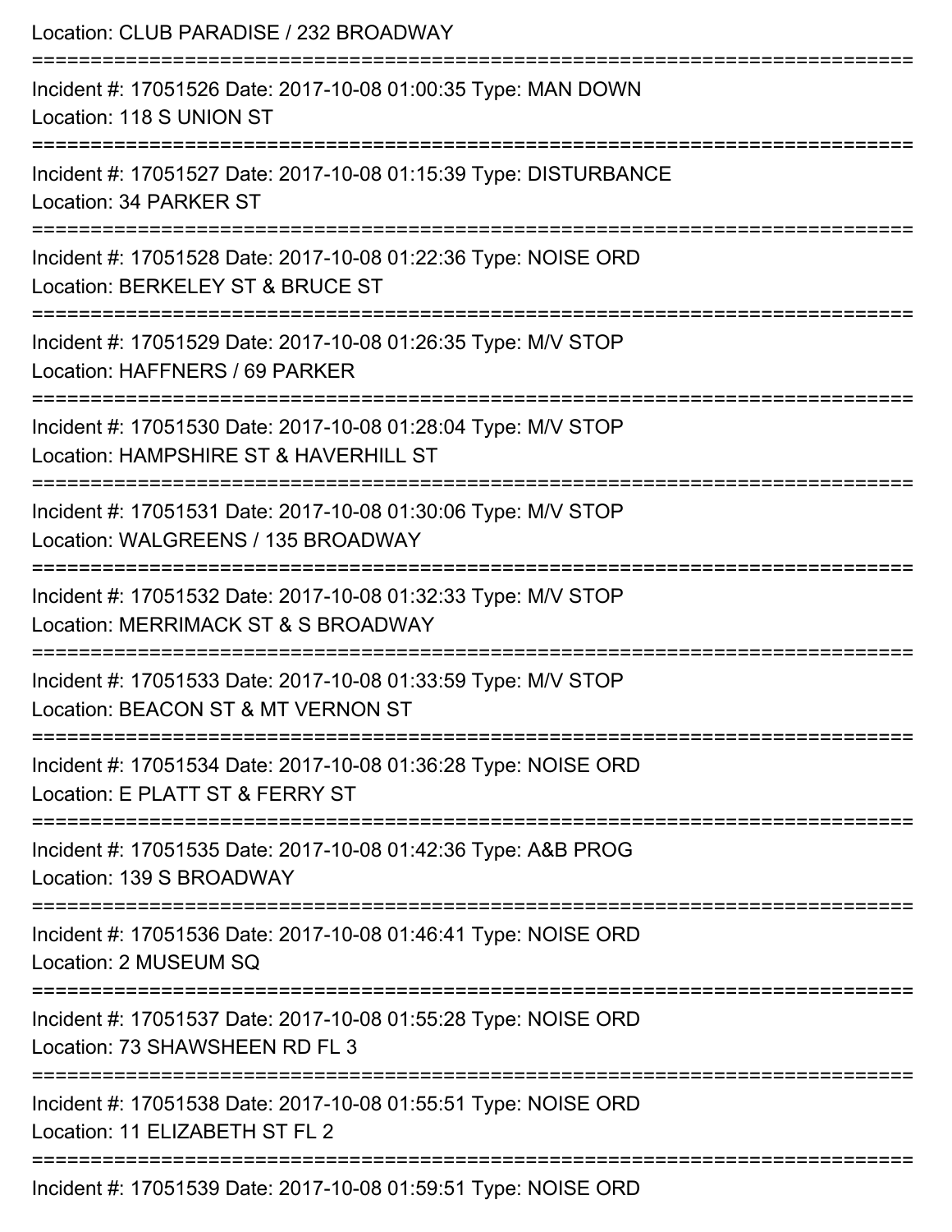Location: CLUB PARADISE / 232 BROADWAY

===========================================================================

Incident #: 17051526 Date: 2017-10-08 01:00:35 Type: MAN DOWN
Location: 118 S UNION ST

===========================================================================

Incident #: 17051527 Date: 2017-10-08 01:15:39 Type: DISTURBANCE
Location: 34 PARKER ST

===========================================================================

Incident #: 17051528 Date: 2017-10-08 01:22:36 Type: NOISE ORD
Location: BERKELEY ST & BRUCE ST

===========================================================================

Incident #: 17051529 Date: 2017-10-08 01:26:35 Type: M/V STOP
Location: HAFFNERS / 69 PARKER

===========================================================================

Incident #: 17051530 Date: 2017-10-08 01:28:04 Type: M/V STOP
Location: HAMPSHIRE ST & HAVERHILL ST

===========================================================================

Incident #: 17051531 Date: 2017-10-08 01:30:06 Type: M/V STOP
Location: WALGREENS / 135 BROADWAY

===========================================================================

Incident #: 17051532 Date: 2017-10-08 01:32:33 Type: M/V STOP
Location: MERRIMACK ST & S BROADWAY

===========================================================================

Incident #: 17051533 Date: 2017-10-08 01:33:59 Type: M/V STOP
Location: BEACON ST & MT VERNON ST

===========================================================================

Incident #: 17051534 Date: 2017-10-08 01:36:28 Type: NOISE ORD
Location: E PLATT ST & FERRY ST

===========================================================================

Incident #: 17051535 Date: 2017-10-08 01:42:36 Type: A&B PROG
Location: 139 S BROADWAY

===========================================================================

Incident #: 17051536 Date: 2017-10-08 01:46:41 Type: NOISE ORD
Location: 2 MUSEUM SQ

===========================================================================

Incident #: 17051537 Date: 2017-10-08 01:55:28 Type: NOISE ORD
Location: 73 SHAWSHEEN RD FL 3

===========================================================================

Incident #: 17051538 Date: 2017-10-08 01:55:51 Type: NOISE ORD
Location: 11 ELIZABETH ST FL 2

===========================================================================

Incident #: 17051539 Date: 2017-10-08 01:59:51 Type: NOISE ORD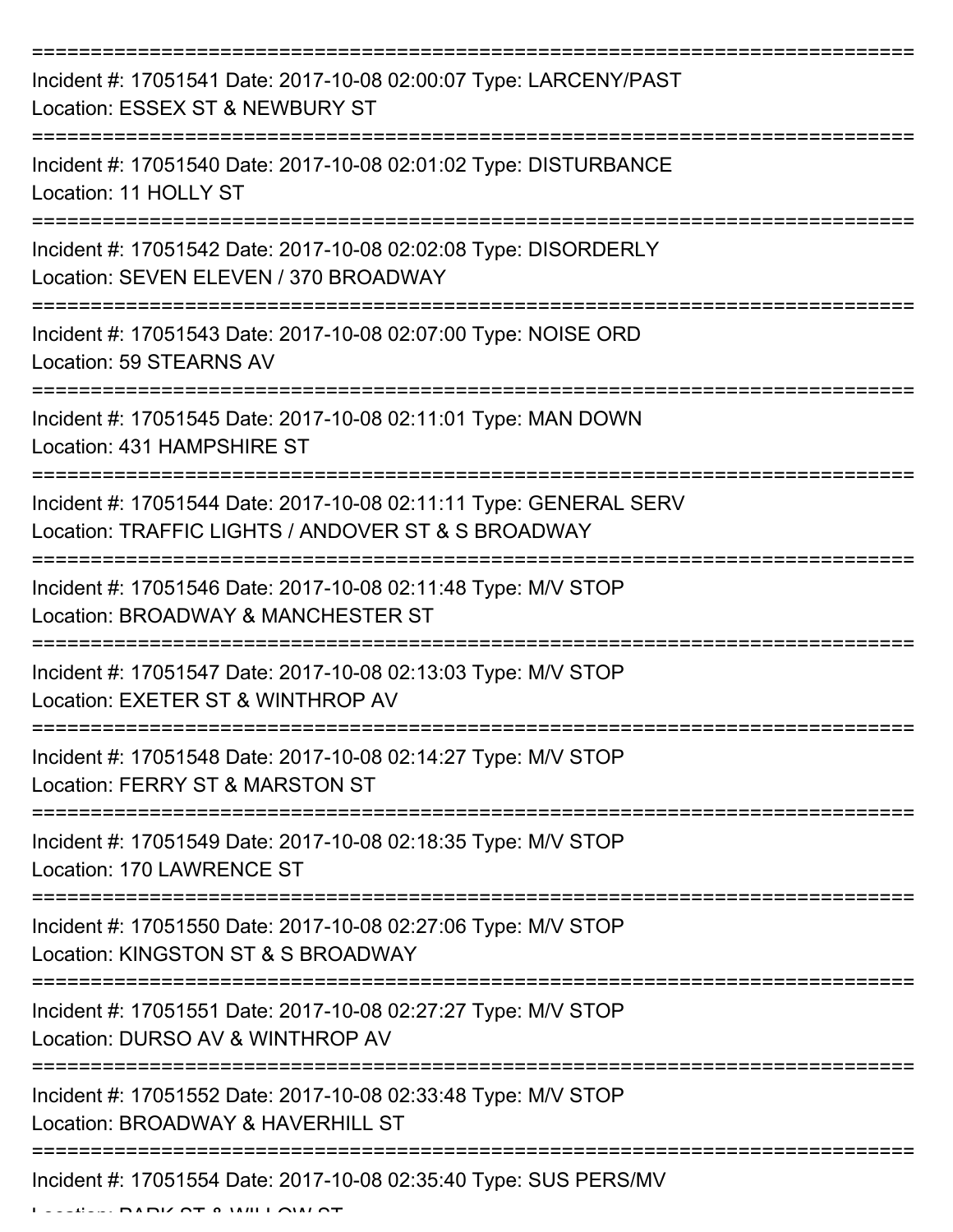Incident #: 17051541 Date: 2017-10-08 02:00:07 Type: LARCENY/PAST
Location: ESSEX ST & NEWBURY ST

Incident #: 17051540 Date: 2017-10-08 02:01:02 Type: DISTURBANCE
Location: 11 HOLLY ST

Incident #: 17051542 Date: 2017-10-08 02:02:08 Type: DISORDERLY
Location: SEVEN ELEVEN / 370 BROADWAY

Incident #: 17051543 Date: 2017-10-08 02:07:00 Type: NOISE ORD
Location: 59 STEARNS AV

Incident #: 17051545 Date: 2017-10-08 02:11:01 Type: MAN DOWN
Location: 431 HAMPSHIRE ST

Incident #: 17051544 Date: 2017-10-08 02:11:11 Type: GENERAL SERV
Location: TRAFFIC LIGHTS / ANDOVER ST & S BROADWAY

Incident #: 17051546 Date: 2017-10-08 02:11:48 Type: M/V STOP
Location: BROADWAY & MANCHESTER ST

Incident #: 17051547 Date: 2017-10-08 02:13:03 Type: M/V STOP
Location: EXETER ST & WINTHROP AV

Incident #: 17051548 Date: 2017-10-08 02:14:27 Type: M/V STOP
Location: FERRY ST & MARSTON ST

Incident #: 17051549 Date: 2017-10-08 02:18:35 Type: M/V STOP
Location: 170 LAWRENCE ST

Incident #: 17051550 Date: 2017-10-08 02:27:06 Type: M/V STOP
Location: KINGSTON ST & S BROADWAY

Incident #: 17051551 Date: 2017-10-08 02:27:27 Type: M/V STOP
Location: DURSO AV & WINTHROP AV

Incident #: 17051552 Date: 2017-10-08 02:33:48 Type: M/V STOP
Location: BROADWAY & HAVERHILL ST

Incident #: 17051554 Date: 2017-10-08 02:35:40 Type: SUS PERS/MV
Location: PARK ST & WILLOW ST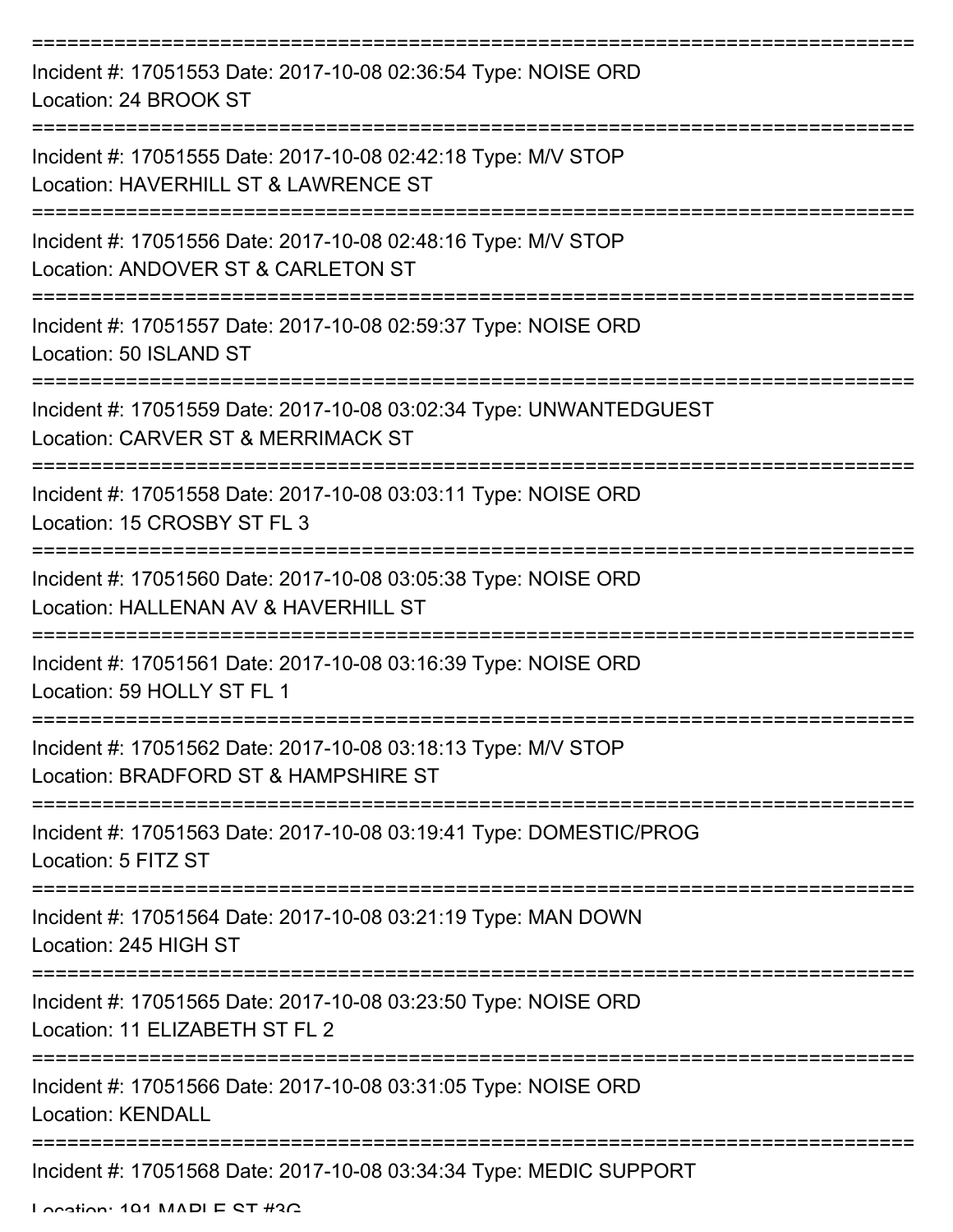===========================================================================

Incident #: 17051553 Date: 2017-10-08 02:36:54 Type: NOISE ORD
Location: 24 BROOK ST

===========================================================================

Incident #: 17051555 Date: 2017-10-08 02:42:18 Type: M/V STOP
Location: HAVERHILL ST & LAWRENCE ST

===========================================================================

Incident #: 17051556 Date: 2017-10-08 02:48:16 Type: M/V STOP
Location: ANDOVER ST & CARLETON ST

===========================================================================

Incident #: 17051557 Date: 2017-10-08 02:59:37 Type: NOISE ORD
Location: 50 ISLAND ST

===========================================================================

Incident #: 17051559 Date: 2017-10-08 03:02:34 Type: UNWANTEDGUEST
Location: CARVER ST & MERRIMACK ST

===========================================================================

Incident #: 17051558 Date: 2017-10-08 03:03:11 Type: NOISE ORD
Location: 15 CROSBY ST FL 3

===========================================================================

Incident #: 17051560 Date: 2017-10-08 03:05:38 Type: NOISE ORD
Location: HALLENAN AV & HAVERHILL ST

===========================================================================

Incident #: 17051561 Date: 2017-10-08 03:16:39 Type: NOISE ORD
Location: 59 HOLLY ST FL 1

===========================================================================

Incident #: 17051562 Date: 2017-10-08 03:18:13 Type: M/V STOP
Location: BRADFORD ST & HAMPSHIRE ST

===========================================================================

Incident #: 17051563 Date: 2017-10-08 03:19:41 Type: DOMESTIC/PROG
Location: 5 FITZ ST

===========================================================================

Incident #: 17051564 Date: 2017-10-08 03:21:19 Type: MAN DOWN
Location: 245 HIGH ST

===========================================================================

Incident #: 17051565 Date: 2017-10-08 03:23:50 Type: NOISE ORD
Location: 11 ELIZABETH ST FL 2

===========================================================================

Incident #: 17051566 Date: 2017-10-08 03:31:05 Type: NOISE ORD
Location: KENDALL

===========================================================================

Incident #: 17051568 Date: 2017-10-08 03:34:34 Type: MEDIC SUPPORT
Location: 191 MAPLE ST #3G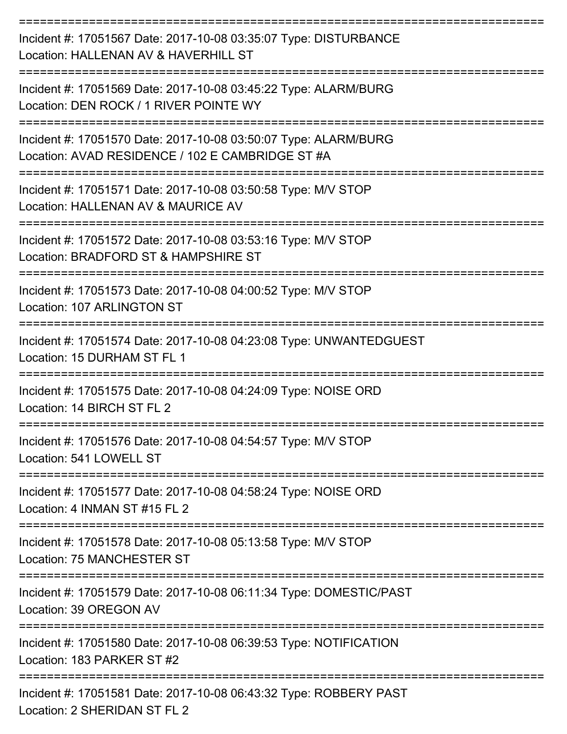---

Incident #: 17051567 Date: 2017-10-08 03:35:07 Type: DISTURBANCE
Location: HALLENAN AV & HAVERHILL ST

---

Incident #: 17051569 Date: 2017-10-08 03:45:22 Type: ALARM/BURG
Location: DEN ROCK / 1 RIVER POINTE WY

---

Incident #: 17051570 Date: 2017-10-08 03:50:07 Type: ALARM/BURG
Location: AVAD RESIDENCE / 102 E CAMBRIDGE ST #A

---

Incident #: 17051571 Date: 2017-10-08 03:50:58 Type: M/V STOP
Location: HALLENAN AV & MAURICE AV

---

Incident #: 17051572 Date: 2017-10-08 03:53:16 Type: M/V STOP
Location: BRADFORD ST & HAMPSHIRE ST

---

Incident #: 17051573 Date: 2017-10-08 04:00:52 Type: M/V STOP
Location: 107 ARLINGTON ST

---

Incident #: 17051574 Date: 2017-10-08 04:23:08 Type: UNWANTEDGUEST
Location: 15 DURHAM ST FL 1

---

Incident #: 17051575 Date: 2017-10-08 04:24:09 Type: NOISE ORD
Location: 14 BIRCH ST FL 2

---

Incident #: 17051576 Date: 2017-10-08 04:54:57 Type: M/V STOP
Location: 541 LOWELL ST

---

Incident #: 17051577 Date: 2017-10-08 04:58:24 Type: NOISE ORD
Location: 4 INMAN ST #15 FL 2

---

Incident #: 17051578 Date: 2017-10-08 05:13:58 Type: M/V STOP
Location: 75 MANCHESTER ST

---

Incident #: 17051579 Date: 2017-10-08 06:11:34 Type: DOMESTIC/PAST
Location: 39 OREGON AV

---

Incident #: 17051580 Date: 2017-10-08 06:39:53 Type: NOTIFICATION
Location: 183 PARKER ST #2

---

Incident #: 17051581 Date: 2017-10-08 06:43:32 Type: ROBBERY PAST
Location: 2 SHERIDAN ST FL 2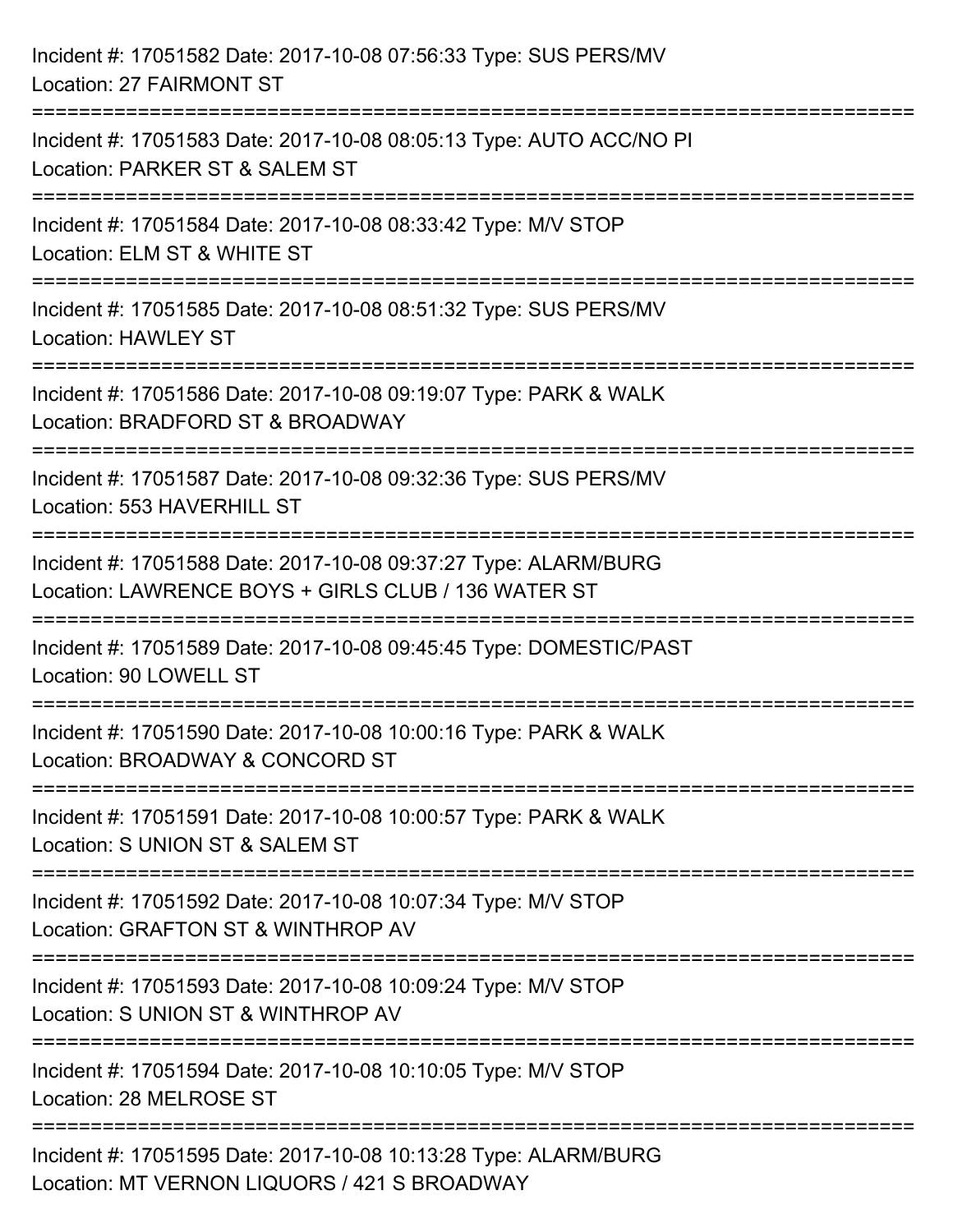Incident #: 17051582 Date: 2017-10-08 07:56:33 Type: SUS PERS/MV
Location: 27 FAIRMONT ST

===========================================================================

Incident #: 17051583 Date: 2017-10-08 08:05:13 Type: AUTO ACC/NO PI
Location: PARKER ST & SALEM ST

===========================================================================

Incident #: 17051584 Date: 2017-10-08 08:33:42 Type: M/V STOP
Location: ELM ST & WHITE ST

===========================================================================

Incident #: 17051585 Date: 2017-10-08 08:51:32 Type: SUS PERS/MV
Location: HAWLEY ST

===========================================================================

Incident #: 17051586 Date: 2017-10-08 09:19:07 Type: PARK & WALK
Location: BRADFORD ST & BROADWAY

===========================================================================

Incident #: 17051587 Date: 2017-10-08 09:32:36 Type: SUS PERS/MV
Location: 553 HAVERHILL ST

===========================================================================

Incident #: 17051588 Date: 2017-10-08 09:37:27 Type: ALARM/BURG
Location: LAWRENCE BOYS + GIRLS CLUB / 136 WATER ST

===========================================================================

Incident #: 17051589 Date: 2017-10-08 09:45:45 Type: DOMESTIC/PAST
Location: 90 LOWELL ST

===========================================================================

Incident #: 17051590 Date: 2017-10-08 10:00:16 Type: PARK & WALK
Location: BROADWAY & CONCORD ST

===========================================================================

Incident #: 17051591 Date: 2017-10-08 10:00:57 Type: PARK & WALK
Location: S UNION ST & SALEM ST

===========================================================================

Incident #: 17051592 Date: 2017-10-08 10:07:34 Type: M/V STOP
Location: GRAFTON ST & WINTHROP AV

===========================================================================

Incident #: 17051593 Date: 2017-10-08 10:09:24 Type: M/V STOP
Location: S UNION ST & WINTHROP AV

===========================================================================

Incident #: 17051594 Date: 2017-10-08 10:10:05 Type: M/V STOP
Location: 28 MELROSE ST

===========================================================================

Incident #: 17051595 Date: 2017-10-08 10:13:28 Type: ALARM/BURG
Location: MT VERNON LIQUORS / 421 S BROADWAY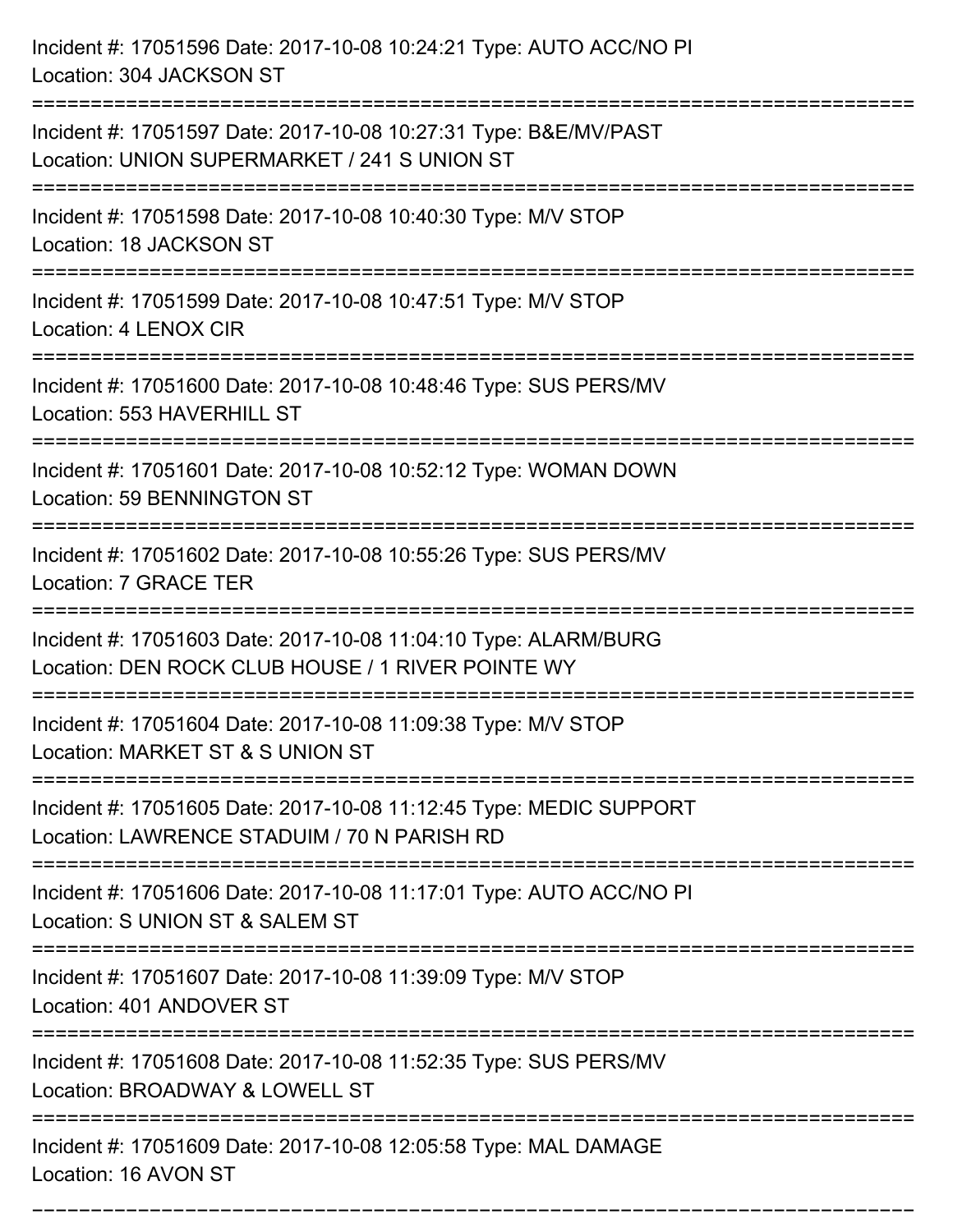Incident #: 17051596 Date: 2017-10-08 10:24:21 Type: AUTO ACC/NO PI
Location: 304 JACKSON ST

===========================================================================

Incident #: 17051597 Date: 2017-10-08 10:27:31 Type: B&E/MV/PAST
Location: UNION SUPERMARKET / 241 S UNION ST

===========================================================================

Incident #: 17051598 Date: 2017-10-08 10:40:30 Type: M/V STOP
Location: 18 JACKSON ST

===========================================================================

Incident #: 17051599 Date: 2017-10-08 10:47:51 Type: M/V STOP
Location: 4 LENOX CIR

===========================================================================

Incident #: 17051600 Date: 2017-10-08 10:48:46 Type: SUS PERS/MV
Location: 553 HAVERHILL ST

===========================================================================

Incident #: 17051601 Date: 2017-10-08 10:52:12 Type: WOMAN DOWN
Location: 59 BENNINGTON ST

===========================================================================

Incident #: 17051602 Date: 2017-10-08 10:55:26 Type: SUS PERS/MV
Location: 7 GRACE TER

===========================================================================

Incident #: 17051603 Date: 2017-10-08 11:04:10 Type: ALARM/BURG
Location: DEN ROCK CLUB HOUSE / 1 RIVER POINTE WY

===========================================================================

Incident #: 17051604 Date: 2017-10-08 11:09:38 Type: M/V STOP
Location: MARKET ST & S UNION ST

===========================================================================

Incident #: 17051605 Date: 2017-10-08 11:12:45 Type: MEDIC SUPPORT
Location: LAWRENCE STADUIM / 70 N PARISH RD

===========================================================================

Incident #: 17051606 Date: 2017-10-08 11:17:01 Type: AUTO ACC/NO PI
Location: S UNION ST & SALEM ST

===========================================================================

Incident #: 17051607 Date: 2017-10-08 11:39:09 Type: M/V STOP
Location: 401 ANDOVER ST

===========================================================================

Incident #: 17051608 Date: 2017-10-08 11:52:35 Type: SUS PERS/MV
Location: BROADWAY & LOWELL ST

===========================================================================

Incident #: 17051609 Date: 2017-10-08 12:05:58 Type: MAL DAMAGE
Location: 16 AVON ST

===========================================================================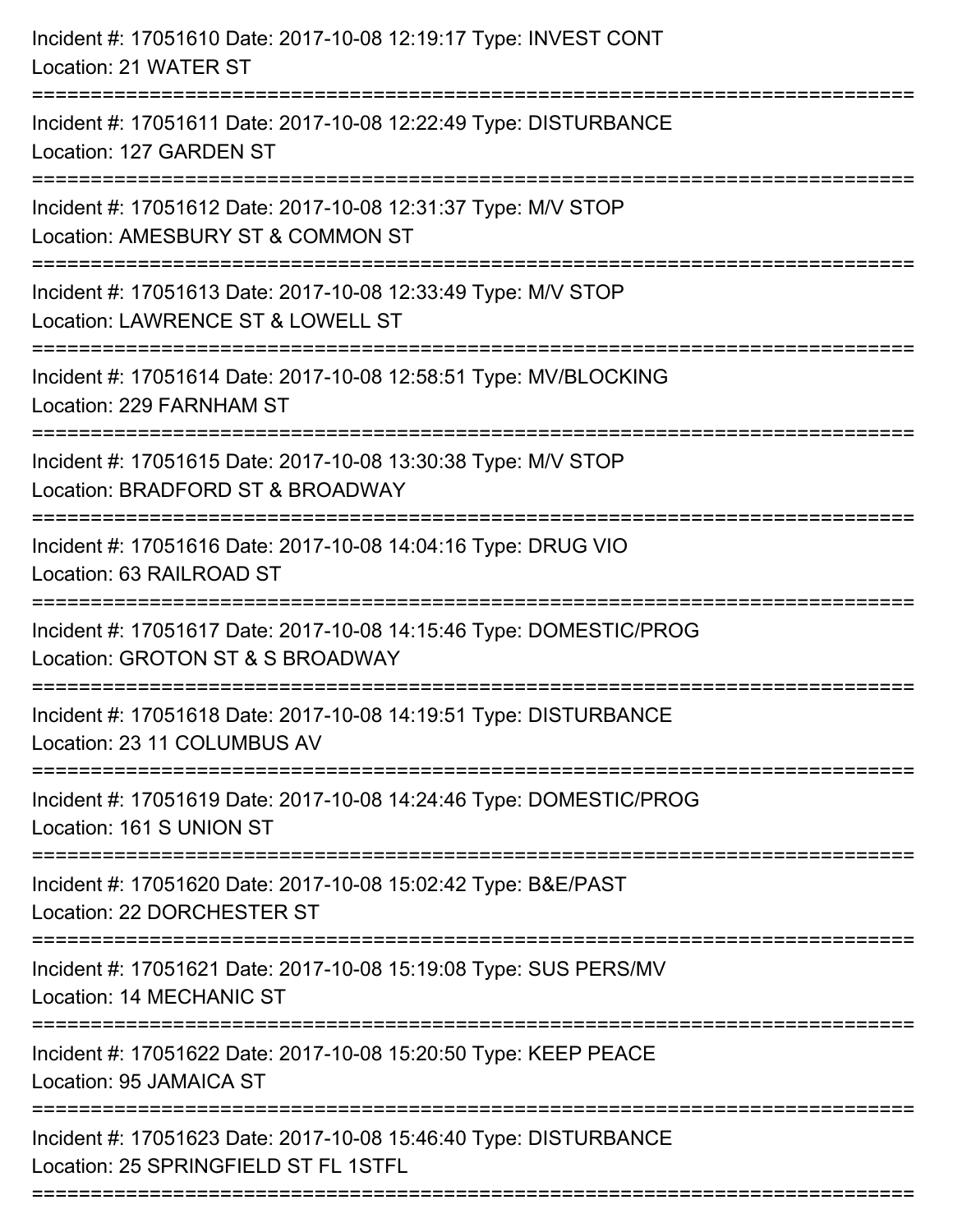Incident #: 17051610 Date: 2017-10-08 12:19:17 Type: INVEST CONT
Location: 21 WATER ST

===========================================================================

Incident #: 17051611 Date: 2017-10-08 12:22:49 Type: DISTURBANCE
Location: 127 GARDEN ST

===========================================================================

Incident #: 17051612 Date: 2017-10-08 12:31:37 Type: M/V STOP
Location: AMESBURY ST & COMMON ST

===========================================================================

Incident #: 17051613 Date: 2017-10-08 12:33:49 Type: M/V STOP
Location: LAWRENCE ST & LOWELL ST

===========================================================================

Incident #: 17051614 Date: 2017-10-08 12:58:51 Type: MV/BLOCKING
Location: 229 FARNHAM ST

===========================================================================

Incident #: 17051615 Date: 2017-10-08 13:30:38 Type: M/V STOP
Location: BRADFORD ST & BROADWAY

===========================================================================

Incident #: 17051616 Date: 2017-10-08 14:04:16 Type: DRUG VIO
Location: 63 RAILROAD ST

===========================================================================

Incident #: 17051617 Date: 2017-10-08 14:15:46 Type: DOMESTIC/PROG
Location: GROTON ST & S BROADWAY

===========================================================================

Incident #: 17051618 Date: 2017-10-08 14:19:51 Type: DISTURBANCE
Location: 23 11 COLUMBUS AV

===========================================================================

Incident #: 17051619 Date: 2017-10-08 14:24:46 Type: DOMESTIC/PROG
Location: 161 S UNION ST

===========================================================================

Incident #: 17051620 Date: 2017-10-08 15:02:42 Type: B&E/PAST
Location: 22 DORCHESTER ST

===========================================================================

Incident #: 17051621 Date: 2017-10-08 15:19:08 Type: SUS PERS/MV
Location: 14 MECHANIC ST

===========================================================================

Incident #: 17051622 Date: 2017-10-08 15:20:50 Type: KEEP PEACE
Location: 95 JAMAICA ST

===========================================================================

Incident #: 17051623 Date: 2017-10-08 15:46:40 Type: DISTURBANCE
Location: 25 SPRINGFIELD ST FL 1STFL

===========================================================================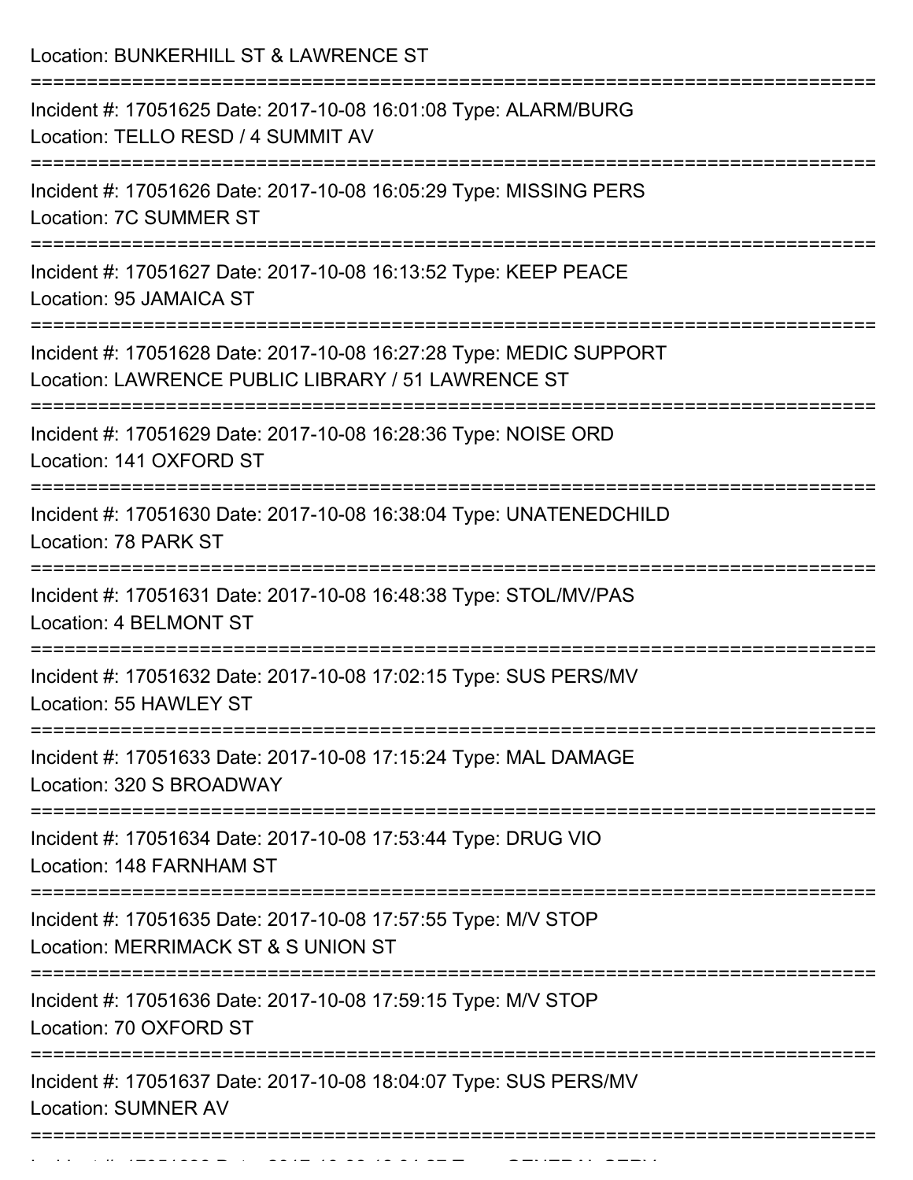Location: BUNKERHILL ST & LAWRENCE ST

===========================================================================

Incident #: 17051625 Date: 2017-10-08 16:01:08 Type: ALARM/BURG
Location: TELLO RESD / 4 SUMMIT AV

===========================================================================

Incident #: 17051626 Date: 2017-10-08 16:05:29 Type: MISSING PERS
Location: 7C SUMMER ST

===========================================================================

Incident #: 17051627 Date: 2017-10-08 16:13:52 Type: KEEP PEACE
Location: 95 JAMAICA ST

===========================================================================

Incident #: 17051628 Date: 2017-10-08 16:27:28 Type: MEDIC SUPPORT
Location: LAWRENCE PUBLIC LIBRARY / 51 LAWRENCE ST

===========================================================================

Incident #: 17051629 Date: 2017-10-08 16:28:36 Type: NOISE ORD
Location: 141 OXFORD ST

===========================================================================

Incident #: 17051630 Date: 2017-10-08 16:38:04 Type: UNATENEDCHILD
Location: 78 PARK ST

===========================================================================

Incident #: 17051631 Date: 2017-10-08 16:48:38 Type: STOL/MV/PAS
Location: 4 BELMONT ST

===========================================================================

Incident #: 17051632 Date: 2017-10-08 17:02:15 Type: SUS PERS/MV
Location: 55 HAWLEY ST

===========================================================================

Incident #: 17051633 Date: 2017-10-08 17:15:24 Type: MAL DAMAGE
Location: 320 S BROADWAY

===========================================================================

Incident #: 17051634 Date: 2017-10-08 17:53:44 Type: DRUG VIO
Location: 148 FARNHAM ST

===========================================================================

Incident #: 17051635 Date: 2017-10-08 17:57:55 Type: M/V STOP
Location: MERRIMACK ST & S UNION ST

===========================================================================

Incident #: 17051636 Date: 2017-10-08 17:59:15 Type: M/V STOP
Location: 70 OXFORD ST

===========================================================================

Incident #: 17051637 Date: 2017-10-08 18:04:07 Type: SUS PERS/MV
Location: SUMNER AV

===========================================================================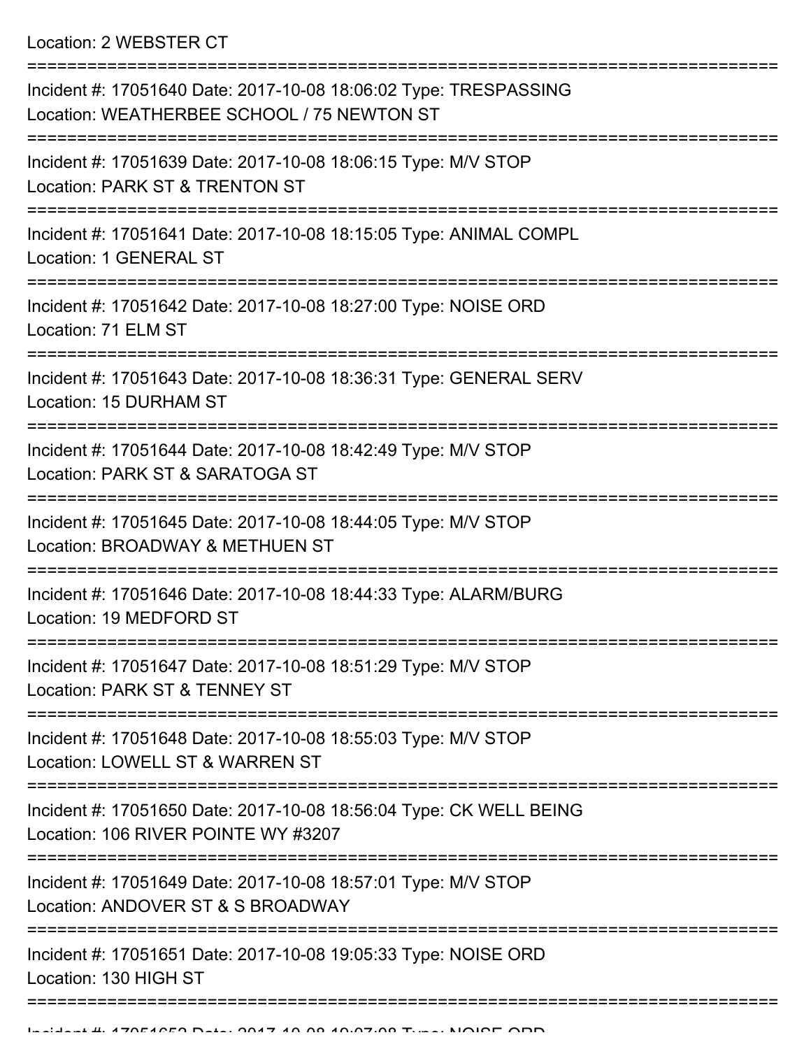Location: 2 WEBSTER CT

===========================================================================

Incident #: 17051640 Date: 2017-10-08 18:06:02 Type: TRESPASSING
Location: WEATHERBEE SCHOOL / 75 NEWTON ST

===========================================================================

Incident #: 17051639 Date: 2017-10-08 18:06:15 Type: M/V STOP
Location: PARK ST & TRENTON ST

===========================================================================

Incident #: 17051641 Date: 2017-10-08 18:15:05 Type: ANIMAL COMPL
Location: 1 GENERAL ST

===========================================================================

Incident #: 17051642 Date: 2017-10-08 18:27:00 Type: NOISE ORD
Location: 71 ELM ST

===========================================================================

Incident #: 17051643 Date: 2017-10-08 18:36:31 Type: GENERAL SERV
Location: 15 DURHAM ST

===========================================================================

Incident #: 17051644 Date: 2017-10-08 18:42:49 Type: M/V STOP
Location: PARK ST & SARATOGA ST

===========================================================================

Incident #: 17051645 Date: 2017-10-08 18:44:05 Type: M/V STOP
Location: BROADWAY & METHUEN ST

===========================================================================

Incident #: 17051646 Date: 2017-10-08 18:44:33 Type: ALARM/BURG
Location: 19 MEDFORD ST

===========================================================================

Incident #: 17051647 Date: 2017-10-08 18:51:29 Type: M/V STOP
Location: PARK ST & TENNEY ST

===========================================================================

Incident #: 17051648 Date: 2017-10-08 18:55:03 Type: M/V STOP
Location: LOWELL ST & WARREN ST

===========================================================================

Incident #: 17051650 Date: 2017-10-08 18:56:04 Type: CK WELL BEING
Location: 106 RIVER POINTE WY #3207

===========================================================================

Incident #: 17051649 Date: 2017-10-08 18:57:01 Type: M/V STOP
Location: ANDOVER ST & S BROADWAY

===========================================================================

Incident #: 17051651 Date: 2017-10-08 19:05:33 Type: NOISE ORD
Location: 130 HIGH ST

===========================================================================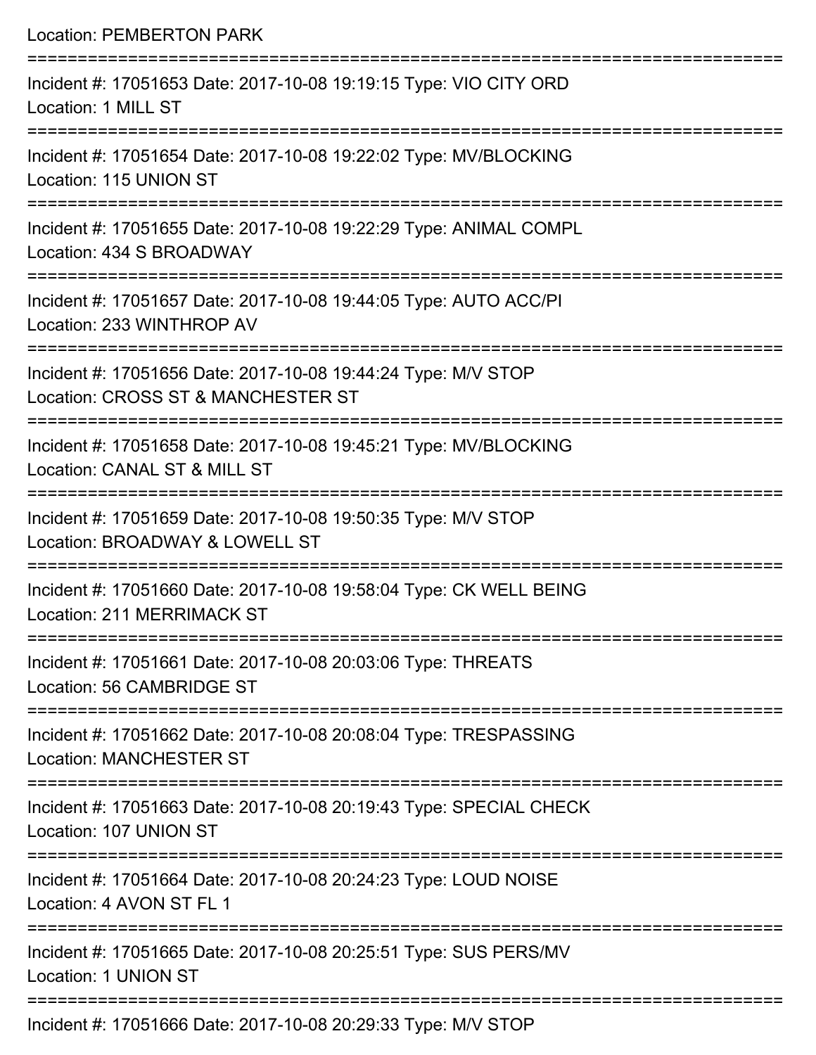Location: PEMBERTON PARK

===========================================================================

Incident #: 17051653 Date: 2017-10-08 19:19:15 Type: VIO CITY ORD
Location: 1 MILL ST

===========================================================================

Incident #: 17051654 Date: 2017-10-08 19:22:02 Type: MV/BLOCKING
Location: 115 UNION ST

===========================================================================

Incident #: 17051655 Date: 2017-10-08 19:22:29 Type: ANIMAL COMPL
Location: 434 S BROADWAY

===========================================================================

Incident #: 17051657 Date: 2017-10-08 19:44:05 Type: AUTO ACC/PI
Location: 233 WINTHROP AV

===========================================================================

Incident #: 17051656 Date: 2017-10-08 19:44:24 Type: M/V STOP
Location: CROSS ST & MANCHESTER ST

===========================================================================

Incident #: 17051658 Date: 2017-10-08 19:45:21 Type: MV/BLOCKING
Location: CANAL ST & MILL ST

===========================================================================

Incident #: 17051659 Date: 2017-10-08 19:50:35 Type: M/V STOP
Location: BROADWAY & LOWELL ST

===========================================================================

Incident #: 17051660 Date: 2017-10-08 19:58:04 Type: CK WELL BEING
Location: 211 MERRIMACK ST

===========================================================================

Incident #: 17051661 Date: 2017-10-08 20:03:06 Type: THREATS
Location: 56 CAMBRIDGE ST

===========================================================================

Incident #: 17051662 Date: 2017-10-08 20:08:04 Type: TRESPASSING
Location: MANCHESTER ST

===========================================================================

Incident #: 17051663 Date: 2017-10-08 20:19:43 Type: SPECIAL CHECK
Location: 107 UNION ST

===========================================================================

Incident #: 17051664 Date: 2017-10-08 20:24:23 Type: LOUD NOISE
Location: 4 AVON ST FL 1

===========================================================================

Incident #: 17051665 Date: 2017-10-08 20:25:51 Type: SUS PERS/MV
Location: 1 UNION ST

===========================================================================

Incident #: 17051666 Date: 2017-10-08 20:29:33 Type: M/V STOP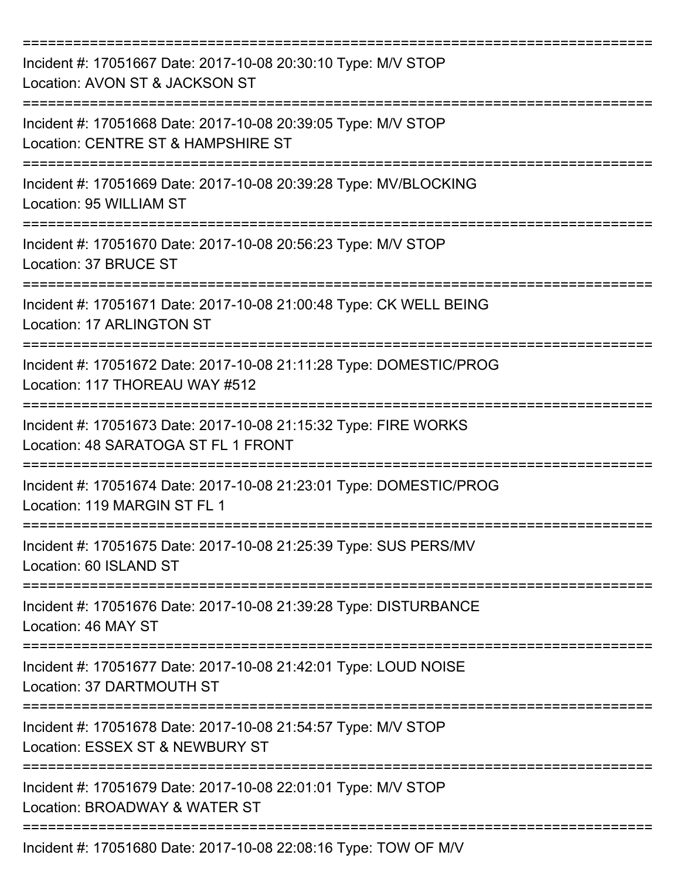===========================================================================
Incident #: 17051667 Date: 2017-10-08 20:30:10 Type: M/V STOP
Location: AVON ST & JACKSON ST
===========================================================================
Incident #: 17051668 Date: 2017-10-08 20:39:05 Type: M/V STOP
Location: CENTRE ST & HAMPSHIRE ST
===========================================================================
Incident #: 17051669 Date: 2017-10-08 20:39:28 Type: MV/BLOCKING
Location: 95 WILLIAM ST
===========================================================================
Incident #: 17051670 Date: 2017-10-08 20:56:23 Type: M/V STOP
Location: 37 BRUCE ST
===========================================================================
Incident #: 17051671 Date: 2017-10-08 21:00:48 Type: CK WELL BEING
Location: 17 ARLINGTON ST
===========================================================================
Incident #: 17051672 Date: 2017-10-08 21:11:28 Type: DOMESTIC/PROG
Location: 117 THOREAU WAY #512
===========================================================================
Incident #: 17051673 Date: 2017-10-08 21:15:32 Type: FIRE WORKS
Location: 48 SARATOGA ST FL 1 FRONT
===========================================================================
Incident #: 17051674 Date: 2017-10-08 21:23:01 Type: DOMESTIC/PROG
Location: 119 MARGIN ST FL 1
===========================================================================
Incident #: 17051675 Date: 2017-10-08 21:25:39 Type: SUS PERS/MV
Location: 60 ISLAND ST
===========================================================================
Incident #: 17051676 Date: 2017-10-08 21:39:28 Type: DISTURBANCE
Location: 46 MAY ST
===========================================================================
Incident #: 17051677 Date: 2017-10-08 21:42:01 Type: LOUD NOISE
Location: 37 DARTMOUTH ST
===========================================================================
Incident #: 17051678 Date: 2017-10-08 21:54:57 Type: M/V STOP
Location: ESSEX ST & NEWBURY ST
===========================================================================
Incident #: 17051679 Date: 2017-10-08 22:01:01 Type: M/V STOP
Location: BROADWAY & WATER ST
===========================================================================
Incident #: 17051680 Date: 2017-10-08 22:08:16 Type: TOW OF M/V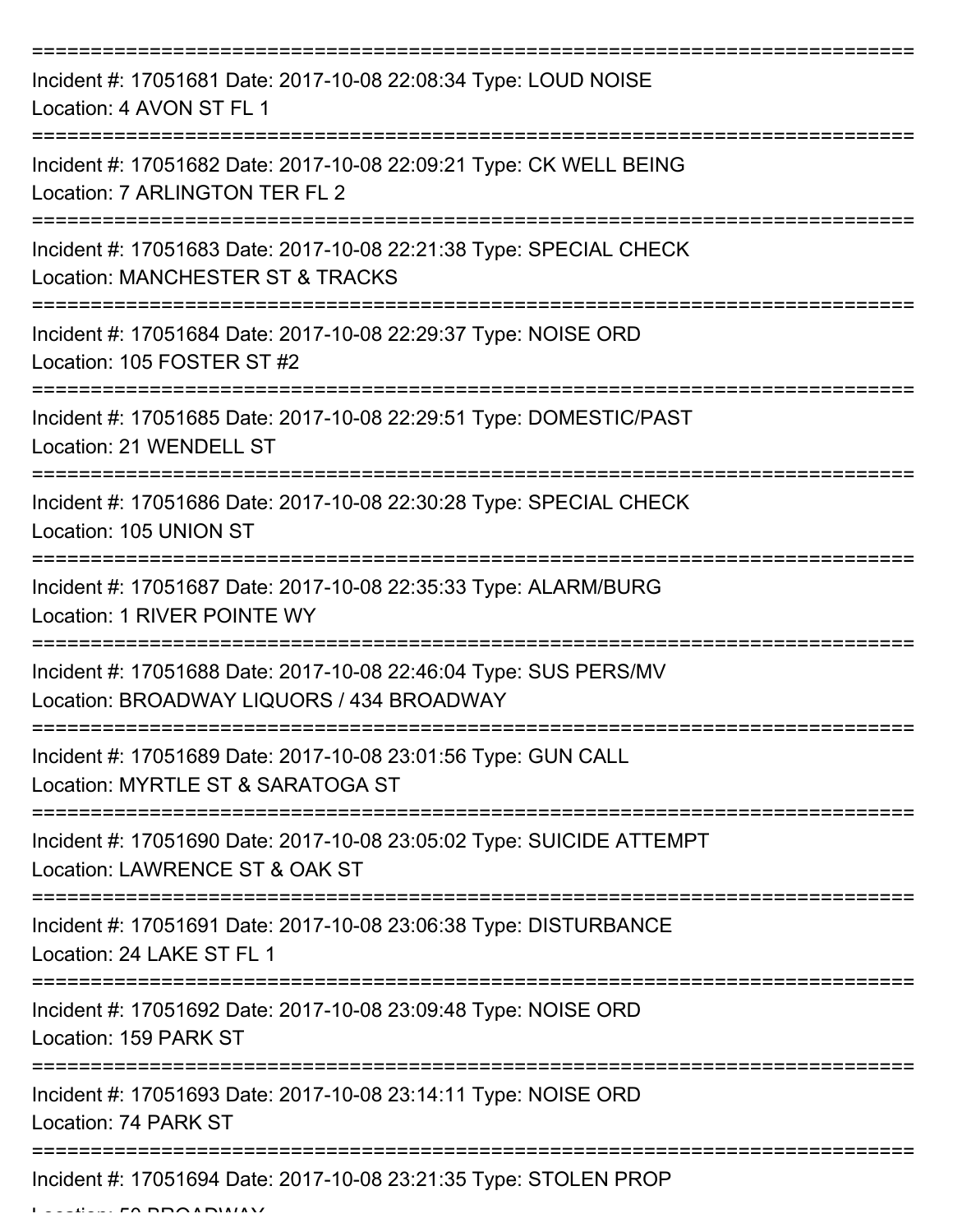Incident #: 17051681 Date: 2017-10-08 22:08:34 Type: LOUD NOISE
Location: 4 AVON ST FL 1

Incident #: 17051682 Date: 2017-10-08 22:09:21 Type: CK WELL BEING
Location: 7 ARLINGTON TER FL 2

Incident #: 17051683 Date: 2017-10-08 22:21:38 Type: SPECIAL CHECK
Location: MANCHESTER ST & TRACKS

Incident #: 17051684 Date: 2017-10-08 22:29:37 Type: NOISE ORD
Location: 105 FOSTER ST #2

Incident #: 17051685 Date: 2017-10-08 22:29:51 Type: DOMESTIC/PAST
Location: 21 WENDELL ST

Incident #: 17051686 Date: 2017-10-08 22:30:28 Type: SPECIAL CHECK
Location: 105 UNION ST

Incident #: 17051687 Date: 2017-10-08 22:35:33 Type: ALARM/BURG
Location: 1 RIVER POINTE WY

Incident #: 17051688 Date: 2017-10-08 22:46:04 Type: SUS PERS/MV
Location: BROADWAY LIQUORS / 434 BROADWAY

Incident #: 17051689 Date: 2017-10-08 23:01:56 Type: GUN CALL
Location: MYRTLE ST & SARATOGA ST

Incident #: 17051690 Date: 2017-10-08 23:05:02 Type: SUICIDE ATTEMPT
Location: LAWRENCE ST & OAK ST

Incident #: 17051691 Date: 2017-10-08 23:06:38 Type: DISTURBANCE
Location: 24 LAKE ST FL 1

Incident #: 17051692 Date: 2017-10-08 23:09:48 Type: NOISE ORD
Location: 159 PARK ST

Incident #: 17051693 Date: 2017-10-08 23:14:11 Type: NOISE ORD
Location: 74 PARK ST

Incident #: 17051694 Date: 2017-10-08 23:21:35 Type: STOLEN PROP
Location: 50 BROADWAY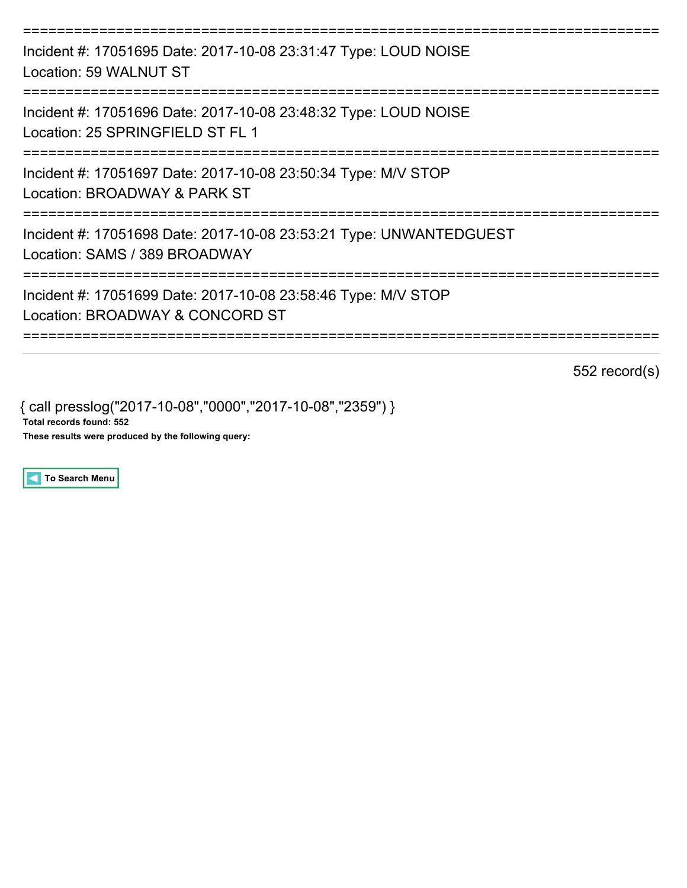===========================================================================

Incident #: 17051695 Date: 2017-10-08 23:31:47 Type: LOUD NOISE
Location: 59 WALNUT ST

===========================================================================

Incident #: 17051696 Date: 2017-10-08 23:48:32 Type: LOUD NOISE
Location: 25 SPRINGFIELD ST FL 1

===========================================================================

Incident #: 17051697 Date: 2017-10-08 23:50:34 Type: M/V STOP
Location: BROADWAY & PARK ST

===========================================================================

Incident #: 17051698 Date: 2017-10-08 23:53:21 Type: UNWANTEDGUEST
Location: SAMS / 389 BROADWAY

===========================================================================

Incident #: 17051699 Date: 2017-10-08 23:58:46 Type: M/V STOP
Location: BROADWAY & CONCORD ST

===========================================================================

552 record(s)

{ call presslog("2017-10-08","0000","2017-10-08","2359") }

**Total records found: 552**

**These results were produced by the following query:**

To Search Menu